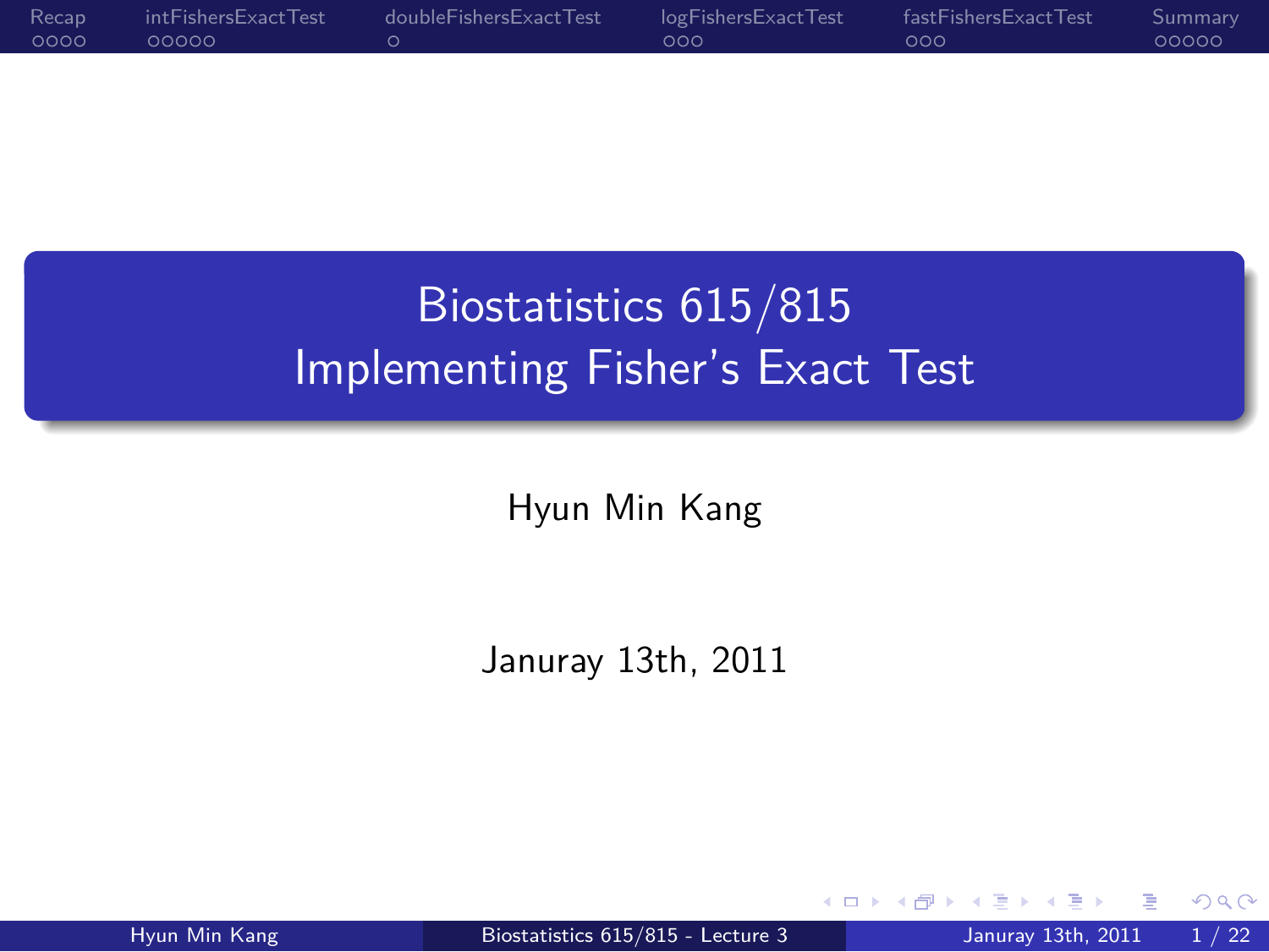# Biostatistics 615/815
# Implementing Fisher's Exact Test

Hyun Min Kang

Januray 13th, 2011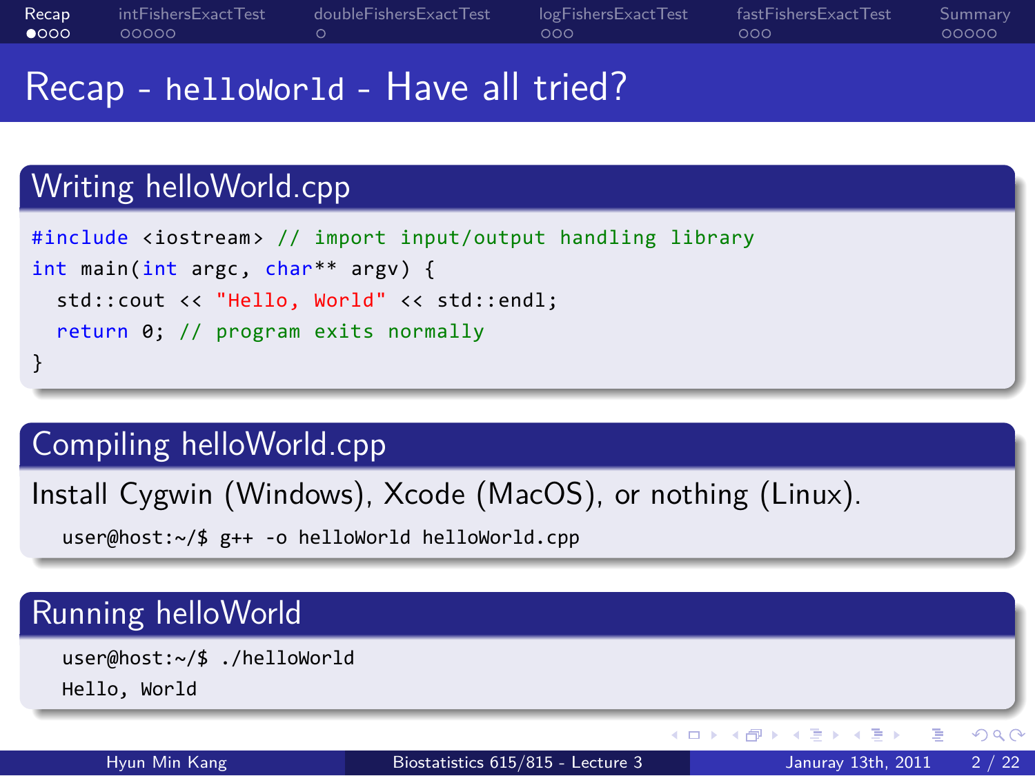# Recap - `helloWorld` - Have all tried?

## Writing helloWorld.cpp

```
#include <iostream> // import input/output handling library
int main(int argc, char** argv) {
  std::cout << "Hello, World" << std::endl;
  return 0; // program exits normally
}
```

## Compiling helloWorld.cpp

Install Cygwin (Windows), Xcode (MacOS), or nothing (Linux).

```
user@host:~/$ g++ -o helloWorld helloWorld.cpp
```

## Running helloWorld

```
user@host:~/$ ./helloWorld
Hello, World
```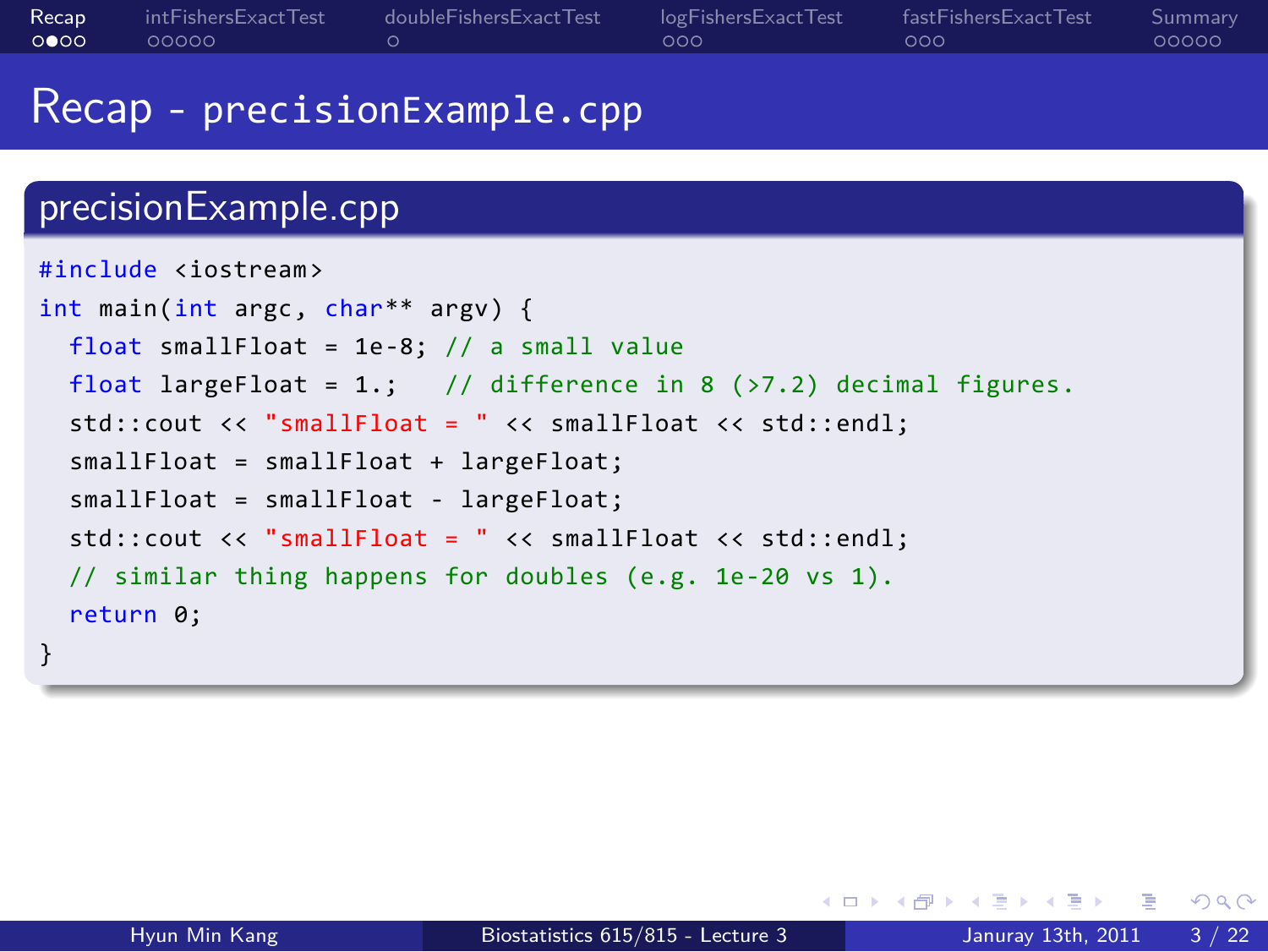# Recap - precisionExample.cpp

## precisionExample.cpp

```
#include <iostream>
int main(int argc, char** argv) {
  float smallFloat = 1e-8; // a small value
  float largeFloat = 1.;   // difference in 8 (>7.2) decimal figures.
  std::cout << "smallFloat = " << smallFloat << std::endl;
  smallFloat = smallFloat + largeFloat;
  smallFloat = smallFloat - largeFloat;
  std::cout << "smallFloat = " << smallFloat << std::endl;
  // similar thing happens for doubles (e.g. 1e-20 vs 1).
  return 0;
}
```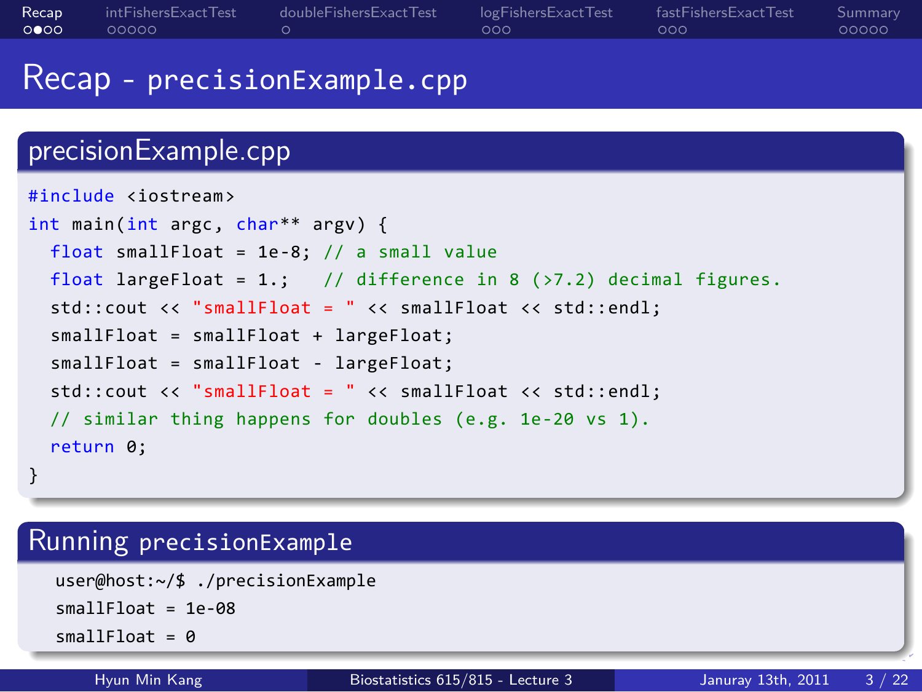# Recap - precisionExample.cpp

## precisionExample.cpp

```
#include <iostream>
int main(int argc, char** argv) {
  float smallFloat = 1e-8; // a small value
  float largeFloat = 1.;   // difference in 8 (>7.2) decimal figures.
  std::cout << "smallFloat = " << smallFloat << std::endl;
  smallFloat = smallFloat + largeFloat;
  smallFloat = smallFloat - largeFloat;
  std::cout << "smallFloat = " << smallFloat << std::endl;
  // similar thing happens for doubles (e.g. 1e-20 vs 1).
  return 0;
}
```

## Running precisionExample

```
user@host:~/$ ./precisionExample
smallFloat = 1e-08
smallFloat = 0
```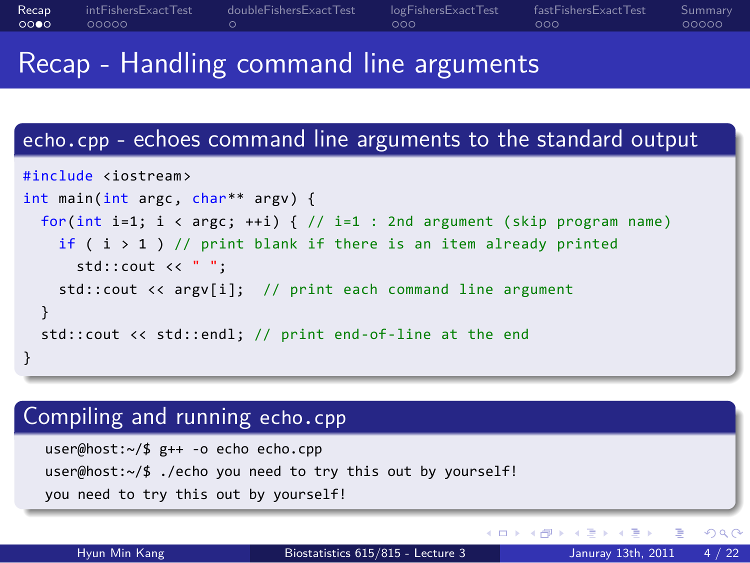# Recap - Handling command line arguments

## echo.cpp - echoes command line arguments to the standard output

```
#include <iostream>
int main(int argc, char** argv) {
  for(int i=1; i < argc; ++i) { // i=1 : 2nd argument (skip program name)
    if ( i > 1 ) // print blank if there is an item already printed
      std::cout << " ";
    std::cout << argv[i];  // print each command line argument
  }
  std::cout << std::endl; // print end-of-line at the end
}
```

## Compiling and running echo.cpp

```
user@host:~/$ g++ -o echo echo.cpp
user@host:~/$ ./echo you need to try this out by yourself!
you need to try this out by yourself!
```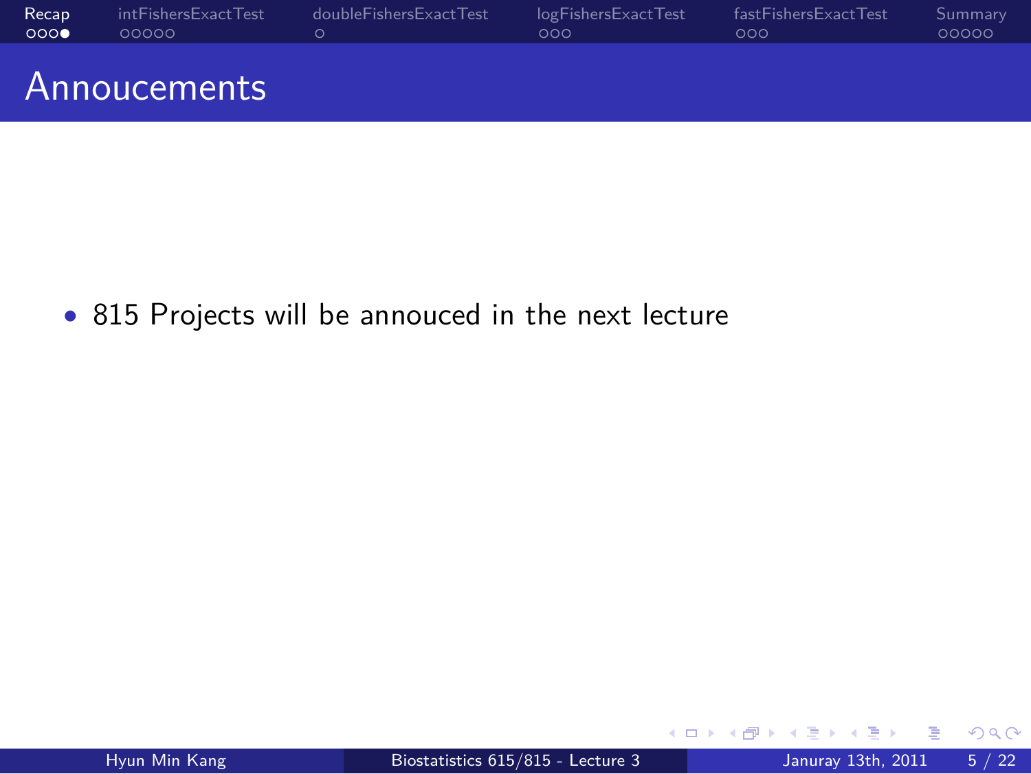# Annoucements

- 815 Projects will be annouced in the next lecture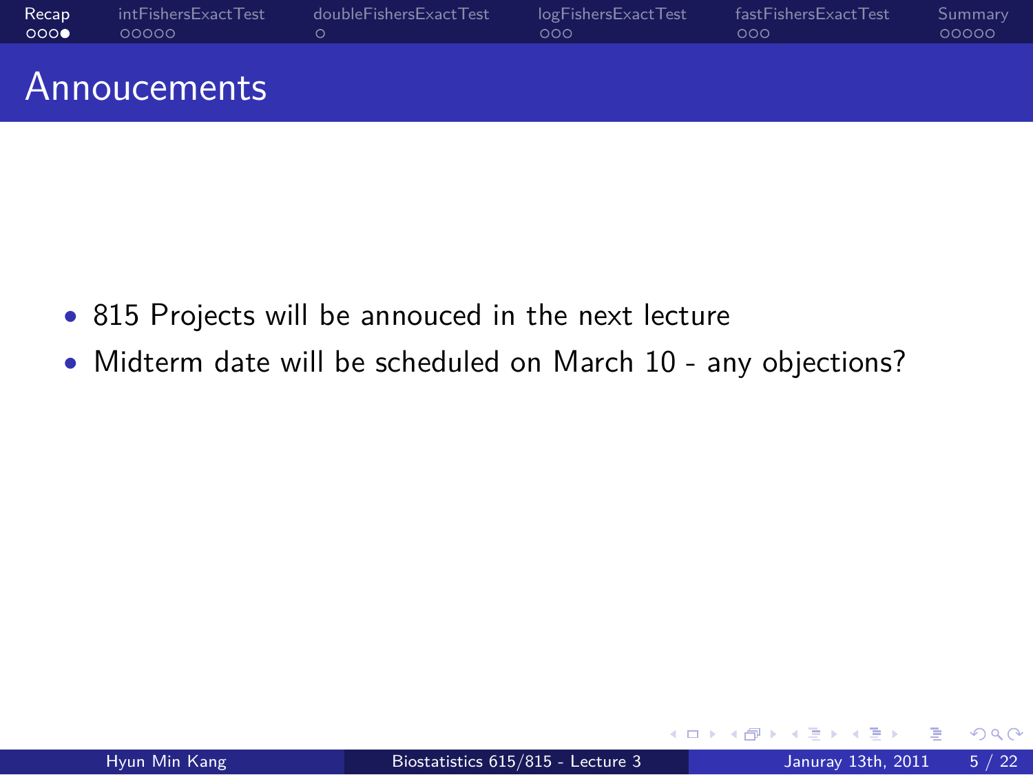# Annoucements

- 815 Projects will be annouced in the next lecture
- Midterm date will be scheduled on March 10 - any objections?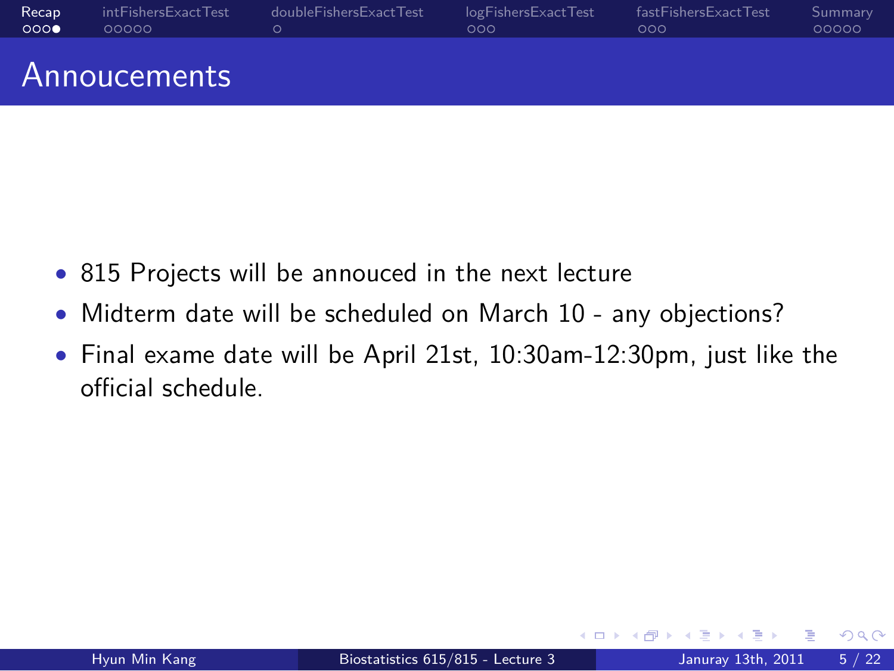# Annoucements

- 815 Projects will be annouced in the next lecture
- Midterm date will be scheduled on March 10 - any objections?
- Final exame date will be April 21st, 10:30am-12:30pm, just like the official schedule.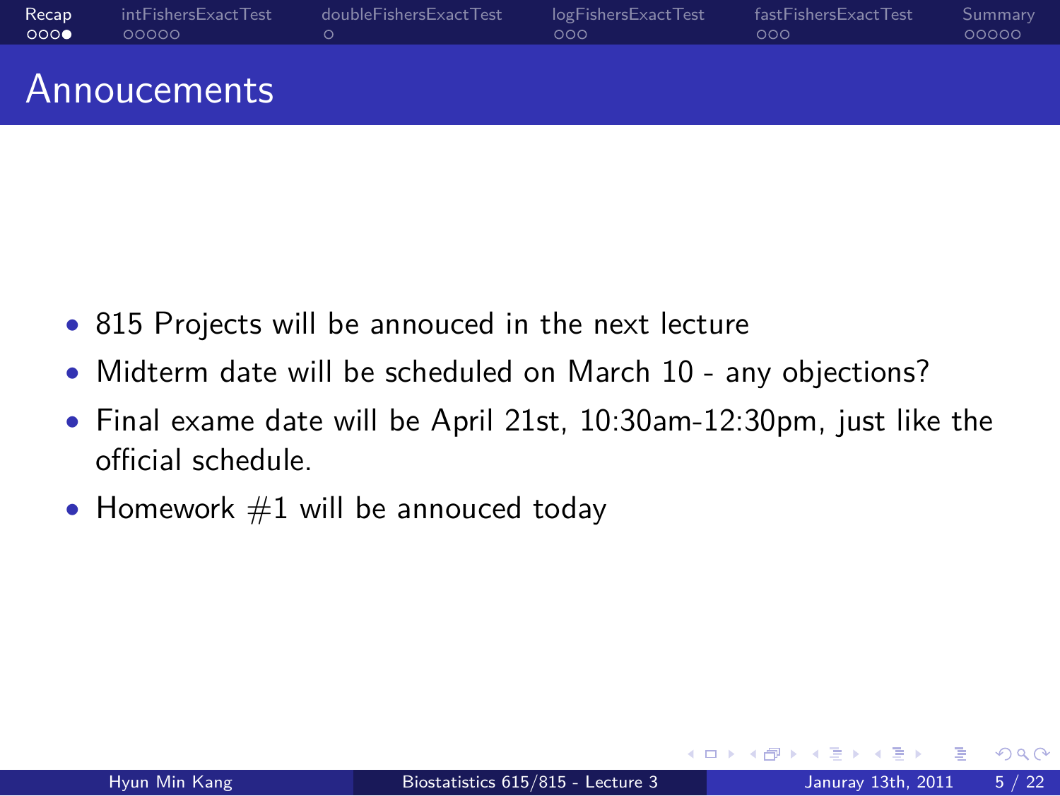# Annoucements

- 815 Projects will be annouced in the next lecture
- Midterm date will be scheduled on March 10 - any objections?
- Final exame date will be April 21st, 10:30am-12:30pm, just like the official schedule.
- Homework #1 will be annouced today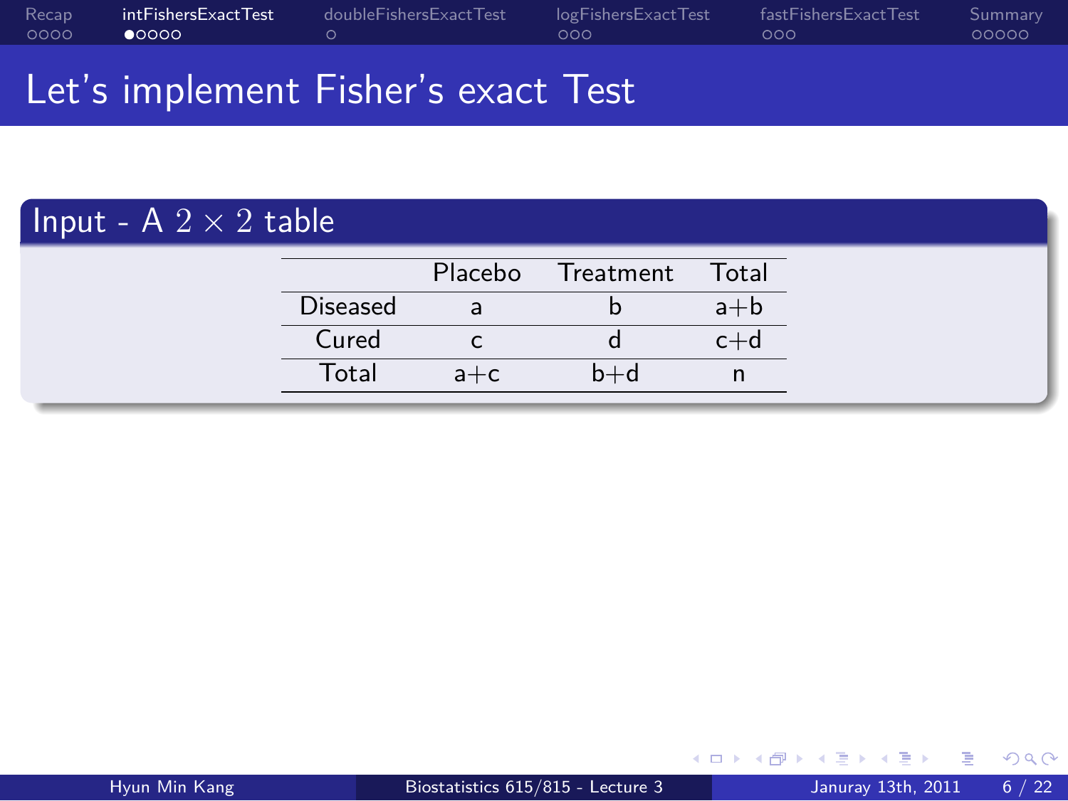# Let's implement Fisher's exact Test

## Input - A $2 \times 2$ table

| | Placebo | Treatment | Total |
|---|---|---|---|
| Diseased | a | b | a+b |
| Cured | c | d | c+d |
| Total | a+c | b+d | n |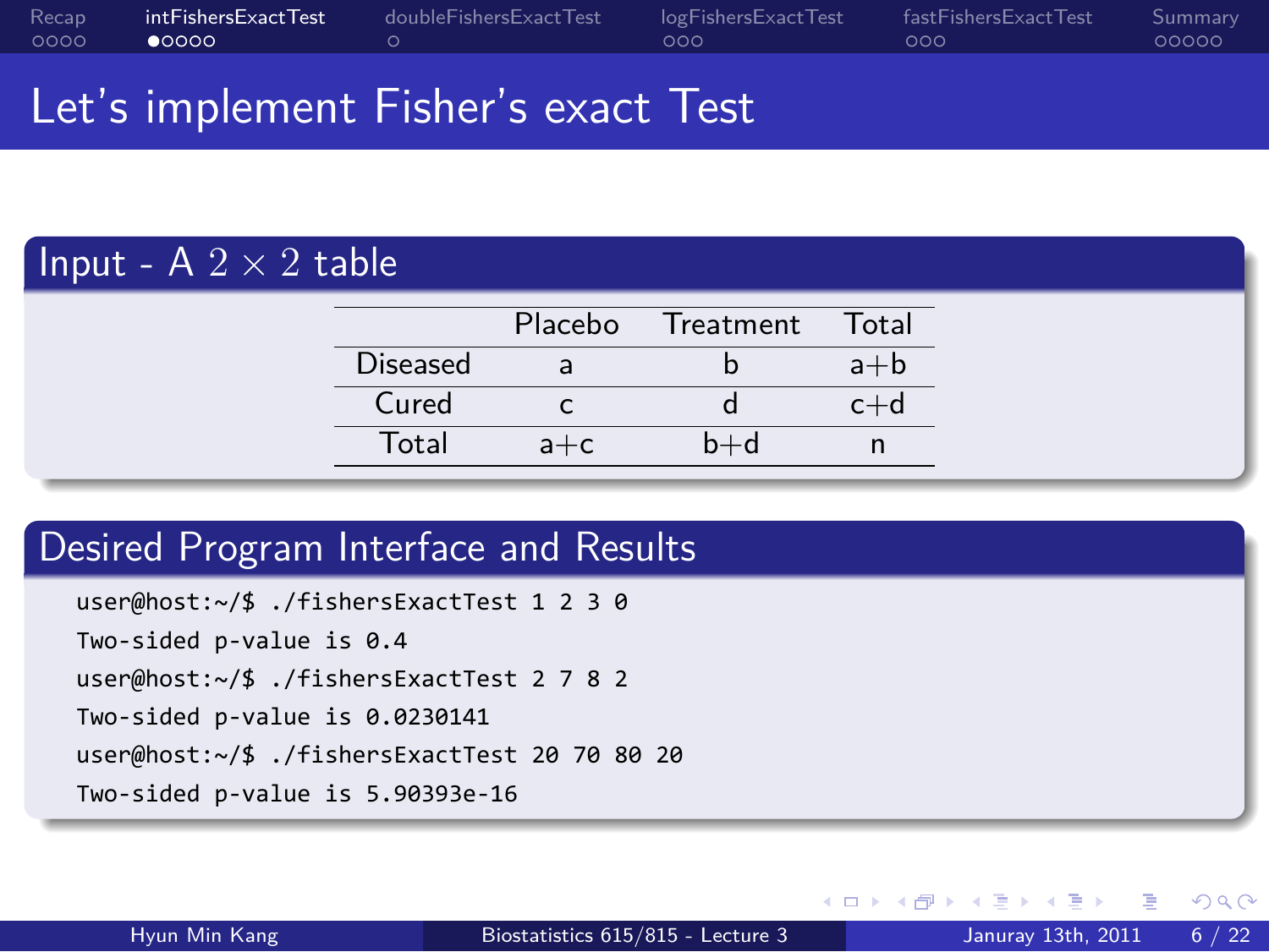# Let's implement Fisher's exact Test

## Input - A $2 \times 2$ table

| | Placebo | Treatment | Total |
|---|---|---|---|
| Diseased | a | b | a+b |
| Cured | c | d | c+d |
| Total | a+c | b+d | n |

## Desired Program Interface and Results

```
user@host:~/$ ./fishersExactTest 1 2 3 0
Two-sided p-value is 0.4
user@host:~/$ ./fishersExactTest 2 7 8 2
Two-sided p-value is 0.0230141
user@host:~/$ ./fishersExactTest 20 70 80 20
Two-sided p-value is 5.90393e-16
```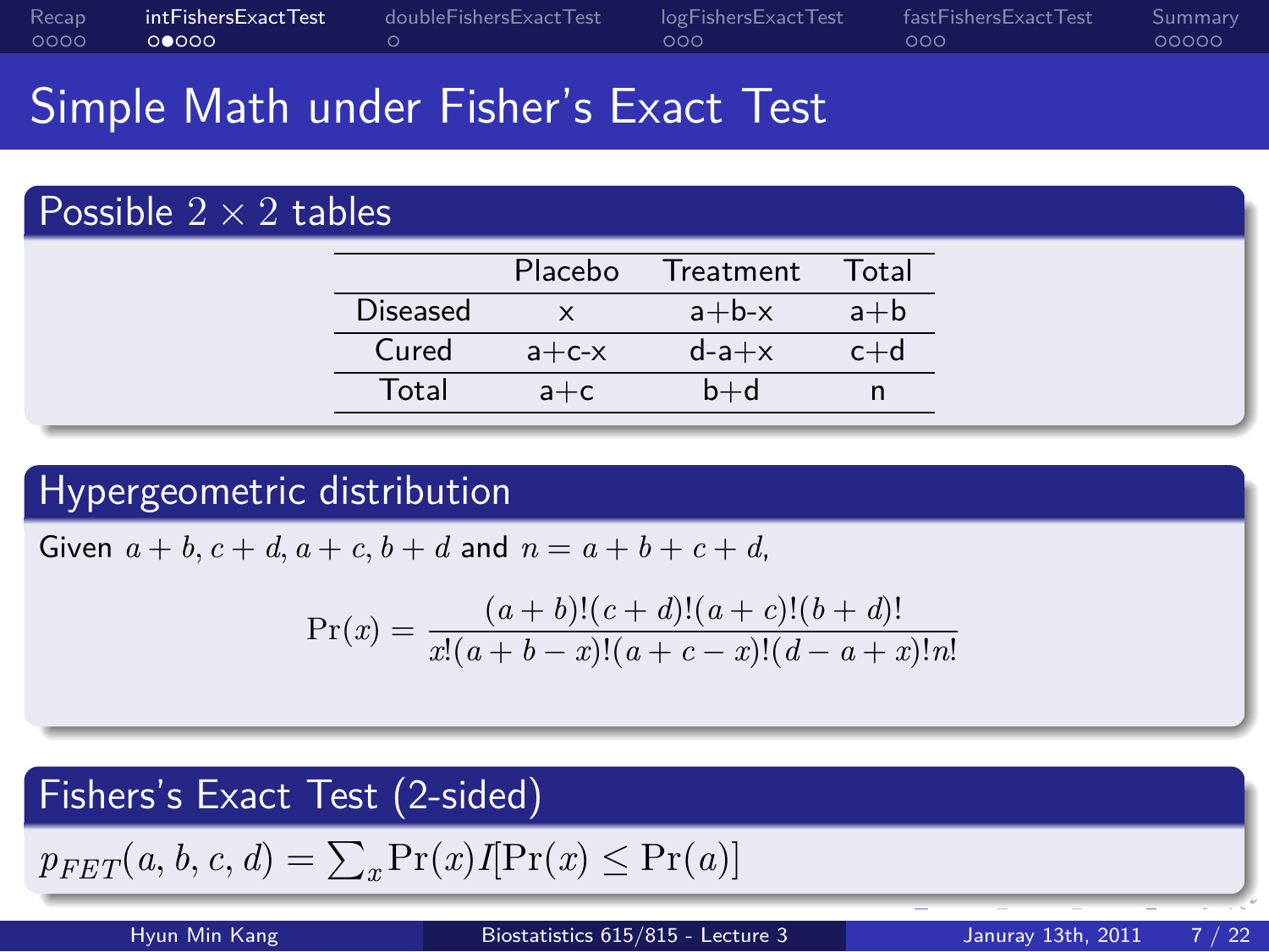# Simple Math under Fisher's Exact Test

## Possible $2 \times 2$ tables

| | Placebo | Treatment | Total |
|---|---|---|---|
| Diseased | x | a+b-x | a+b |
| Cured | a+c-x | d-a+x | c+d |
| Total | a+c | b+d | n |

## Hypergeometric distribution

Given $a+b, c+d, a+c, b+d$ and $n = a+b+c+d$,

$$\Pr(x) = \frac{(a+b)!(c+d)!(a+c)!(b+d)!}{x!(a+b-x)!(a+c-x)!(d-a+x)!n!}$$

## Fishers's Exact Test (2-sided)

$p_{FET}(a,b,c,d) = \sum_x \Pr(x) I[\Pr(x) \leq \Pr(a)]$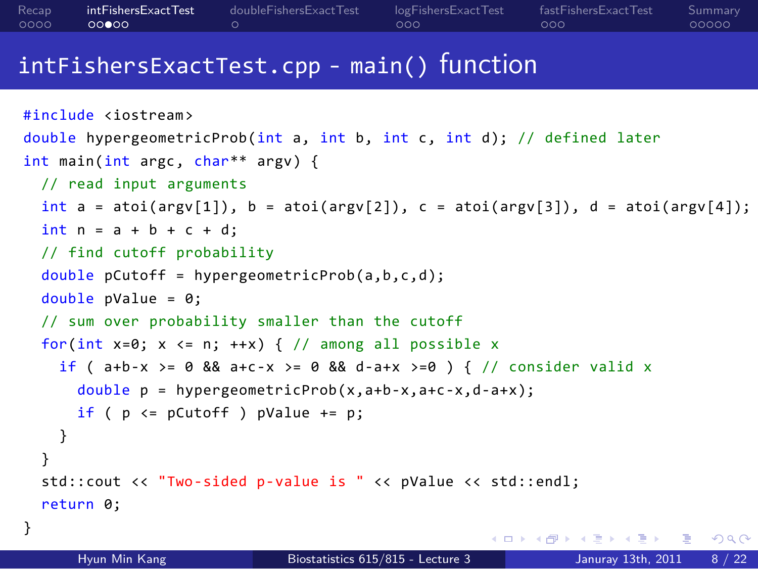# intFishersExactTest.cpp - main() function

```
#include <iostream>
double hypergeometricProb(int a, int b, int c, int d); // defined later
int main(int argc, char** argv) {
  // read input arguments
  int a = atoi(argv[1]), b = atoi(argv[2]), c = atoi(argv[3]), d = atoi(argv[4]);
  int n = a + b + c + d;
  // find cutoff probability
  double pCutoff = hypergeometricProb(a,b,c,d);
  double pValue = 0;
  // sum over probability smaller than the cutoff
  for(int x=0; x <= n; ++x) { // among all possible x
    if ( a+b-x >= 0 && a+c-x >= 0 && d-a+x >=0 ) { // consider valid x
      double p = hypergeometricProb(x,a+b-x,a+c-x,d-a+x);
      if ( p <= pCutoff ) pValue += p;
    }
  }
  std::cout << "Two-sided p-value is " << pValue << std::endl;
  return 0;
}
```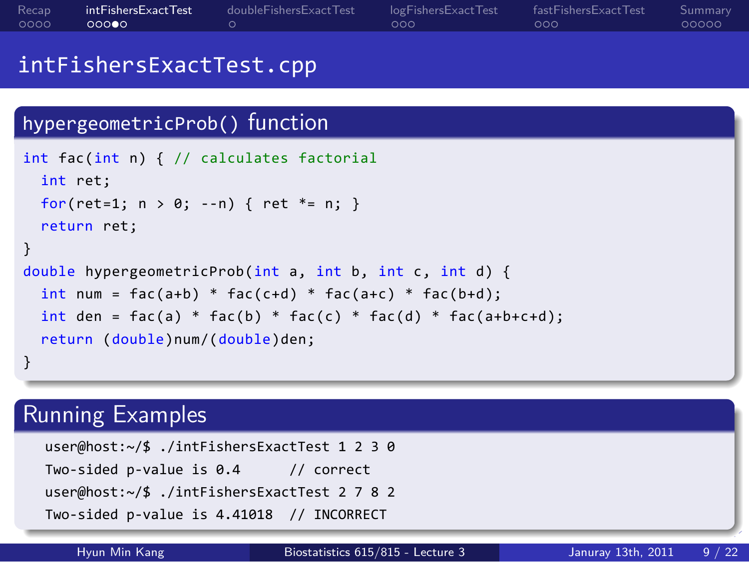# intFishersExactTest.cpp

## hypergeometricProb() function

```
int fac(int n) { // calculates factorial
  int ret;
  for(ret=1; n > 0; --n) { ret *= n; }
  return ret;
}
double hypergeometricProb(int a, int b, int c, int d) {
  int num = fac(a+b) * fac(c+d) * fac(a+c) * fac(b+d);
  int den = fac(a) * fac(b) * fac(c) * fac(d) * fac(a+b+c+d);
  return (double)num/(double)den;
}
```

## Running Examples

```
user@host:~/$ ./intFishersExactTest 1 2 3 0
Two-sided p-value is 0.4      // correct
user@host:~/$ ./intFishersExactTest 2 7 8 2
Two-sided p-value is 4.41018  // INCORRECT
```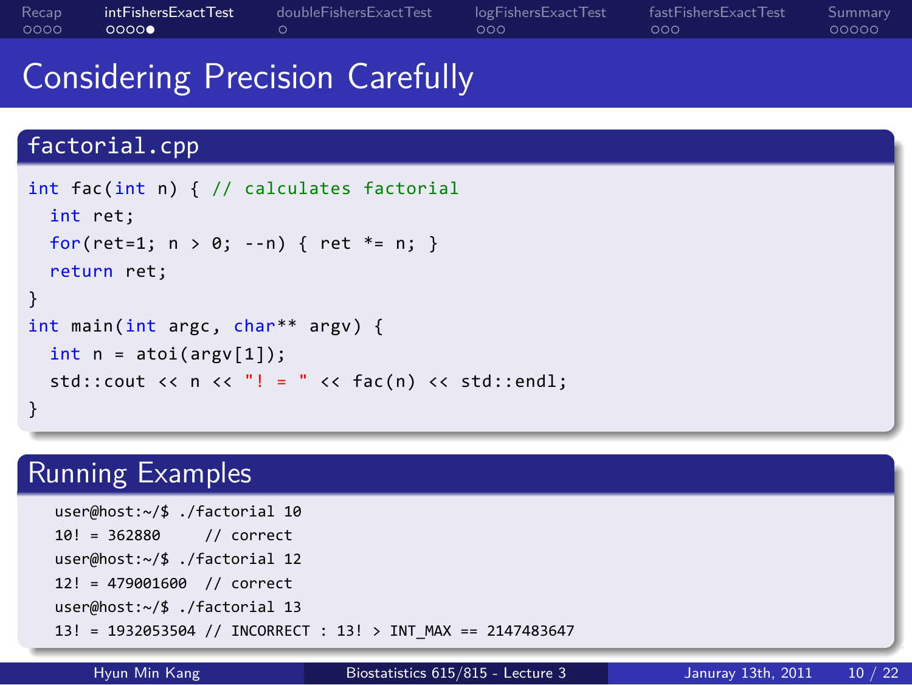# Considering Precision Carefully

## factorial.cpp

```
int fac(int n) { // calculates factorial
  int ret;
  for(ret=1; n > 0; --n) { ret *= n; }
  return ret;
}
int main(int argc, char** argv) {
  int n = atoi(argv[1]);
  std::cout << n << "! = " << fac(n) << std::endl;
}
```

## Running Examples

```
user@host:~/$ ./factorial 10
10! = 362880     // correct
user@host:~/$ ./factorial 12
12! = 479001600  // correct
user@host:~/$ ./factorial 13
13! = 1932053504 // INCORRECT : 13! > INT_MAX == 2147483647
```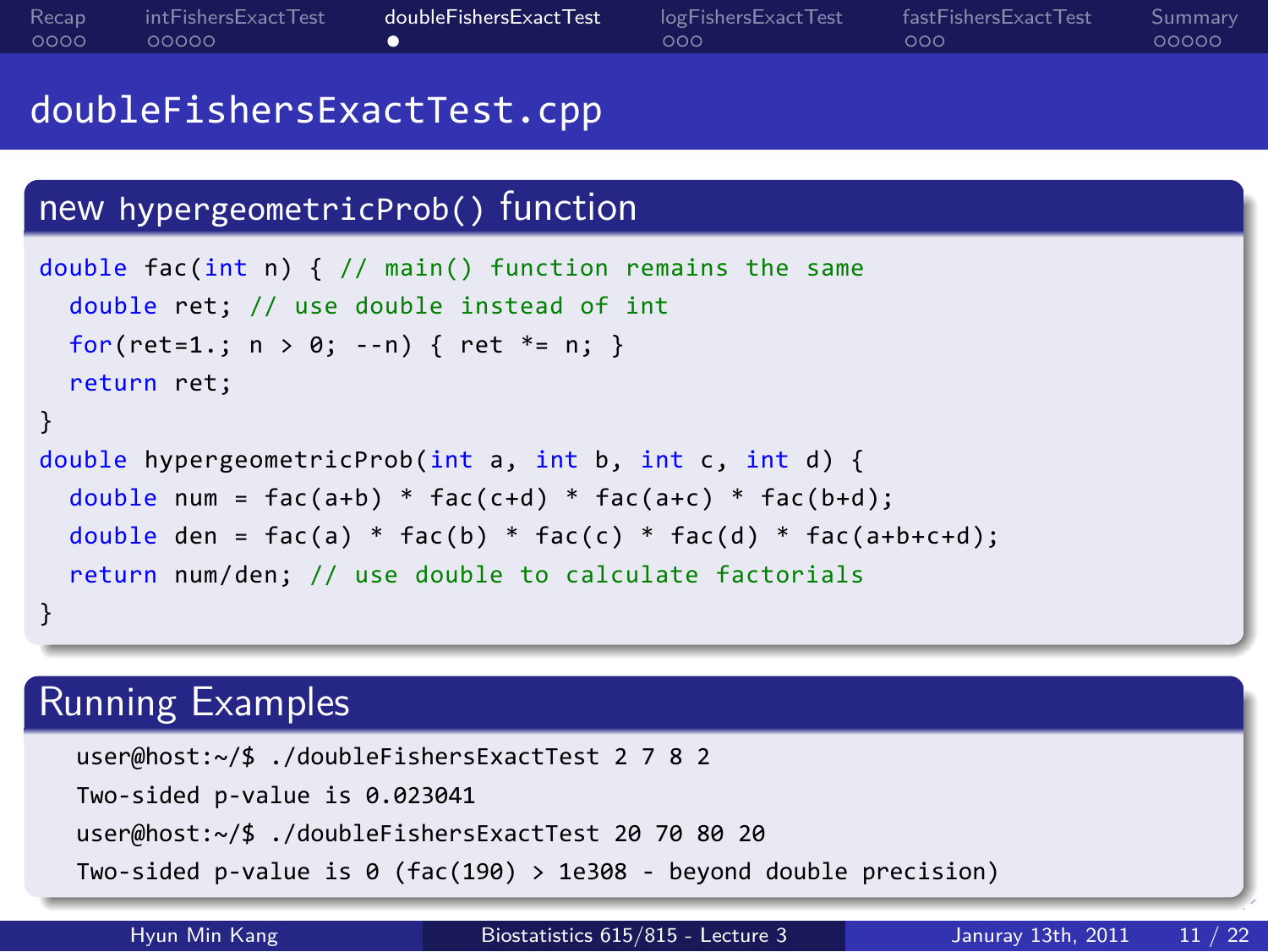# doubleFishersExactTest.cpp

## new hypergeometricProb() function

```
double fac(int n) { // main() function remains the same
  double ret; // use double instead of int
  for(ret=1.; n > 0; --n) { ret *= n; }
  return ret;
}
double hypergeometricProb(int a, int b, int c, int d) {
  double num = fac(a+b) * fac(c+d) * fac(a+c) * fac(b+d);
  double den = fac(a) * fac(b) * fac(c) * fac(d) * fac(a+b+c+d);
  return num/den; // use double to calculate factorials
}
```

## Running Examples

```
user@host:~/$ ./doubleFishersExactTest 2 7 8 2
Two-sided p-value is 0.023041
user@host:~/$ ./doubleFishersExactTest 20 70 80 20
Two-sided p-value is 0 (fac(190) > 1e308 - beyond double precision)
```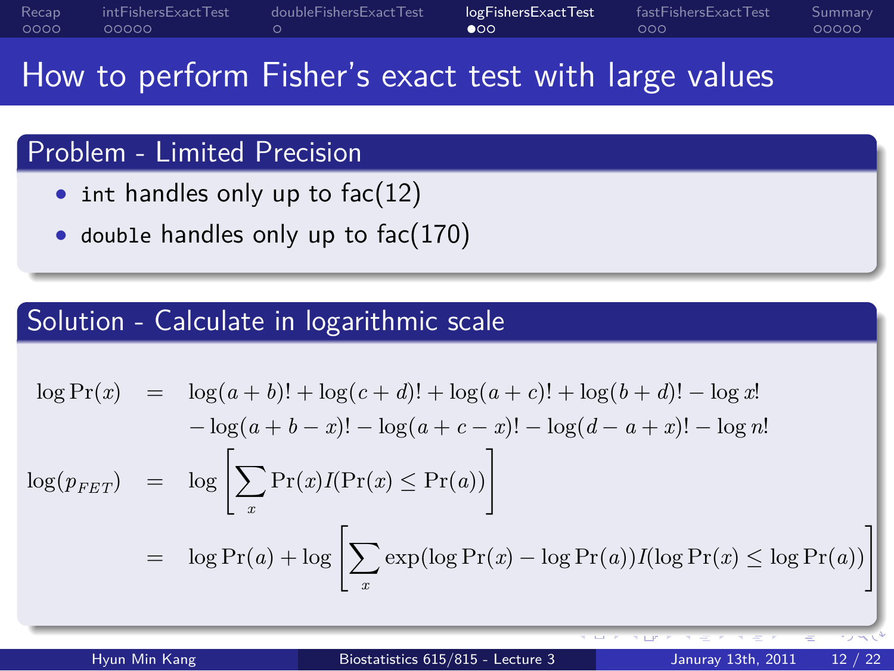# How to perform Fisher's exact test with large values

## Problem - Limited Precision

- `int` handles only up to fac(12)
- `double` handles only up to fac(170)

## Solution - Calculate in logarithmic scale

$$
\begin{aligned}
\log \Pr(x) &= \log(a+b)! + \log(c+d)! + \log(a+c)! + \log(b+d)! - \log x! \\
&\quad - \log(a+b-x)! - \log(a+c-x)! - \log(d-a+x)! - \log n! \\
\log(p_{FET}) &= \log\left[\sum_x \Pr(x) I(\Pr(x) \leq \Pr(a))\right] \\
&= \log \Pr(a) + \log\left[\sum_x \exp(\log \Pr(x) - \log \Pr(a)) I(\log \Pr(x) \leq \log \Pr(a))\right]
\end{aligned}
$$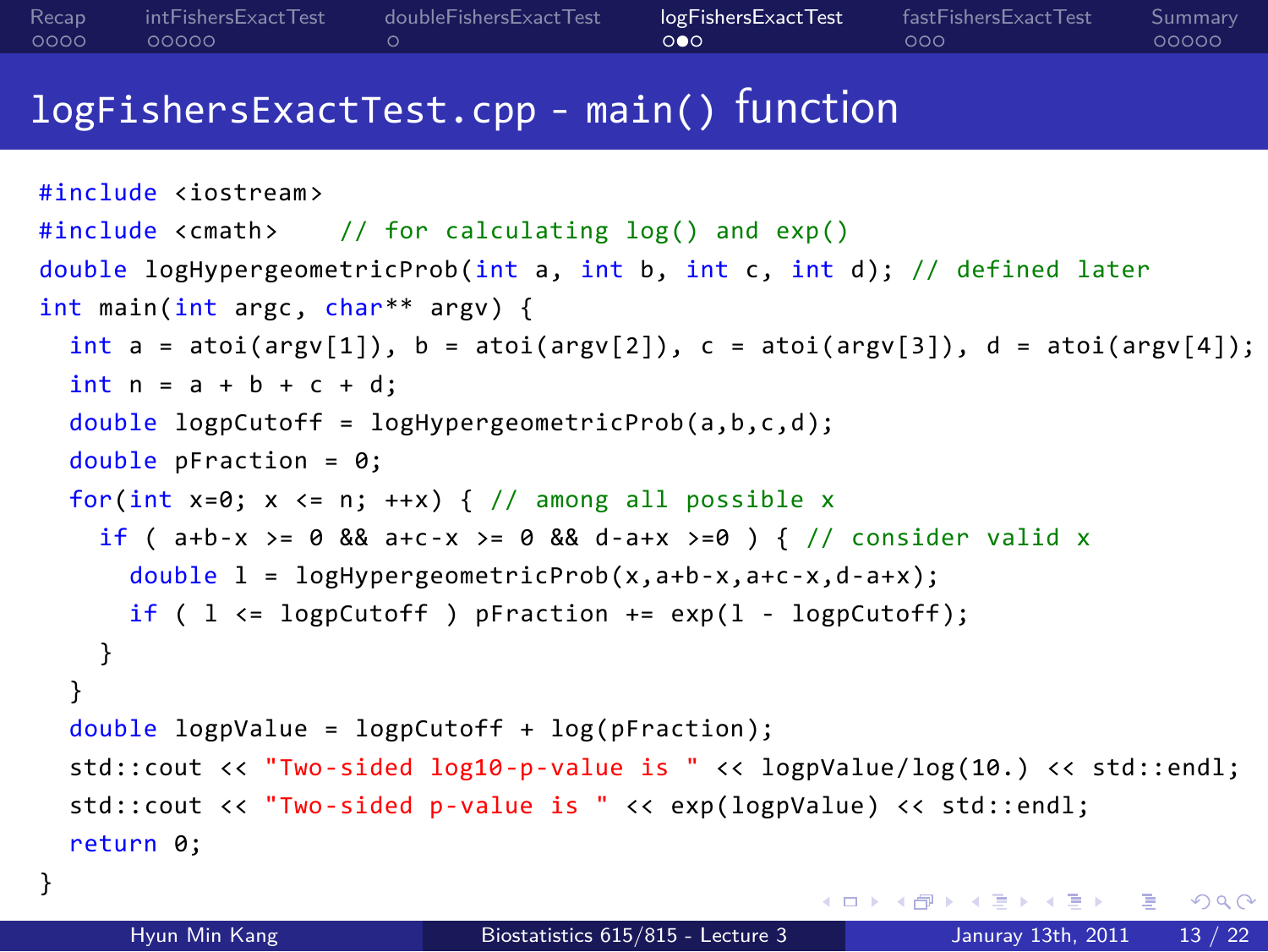# logFishersExactTest.cpp - main() function

```cpp
#include <iostream>
#include <cmath>    // for calculating log() and exp()
double logHypergeometricProb(int a, int b, int c, int d); // defined later
int main(int argc, char** argv) {
  int a = atoi(argv[1]), b = atoi(argv[2]), c = atoi(argv[3]), d = atoi(argv[4]);
  int n = a + b + c + d;
  double logpCutoff = logHypergeometricProb(a,b,c,d);
  double pFraction = 0;
  for(int x=0; x <= n; ++x) { // among all possible x
    if ( a+b-x >= 0 && a+c-x >= 0 && d-a+x >=0 ) { // consider valid x
      double l = logHypergeometricProb(x,a+b-x,a+c-x,d-a+x);
      if ( l <= logpCutoff ) pFraction += exp(l - logpCutoff);
    }
  }
  double logpValue = logpCutoff + log(pFraction);
  std::cout << "Two-sided log10-p-value is " << logpValue/log(10.) << std::endl;
  std::cout << "Two-sided p-value is " << exp(logpValue) << std::endl;
  return 0;
}
```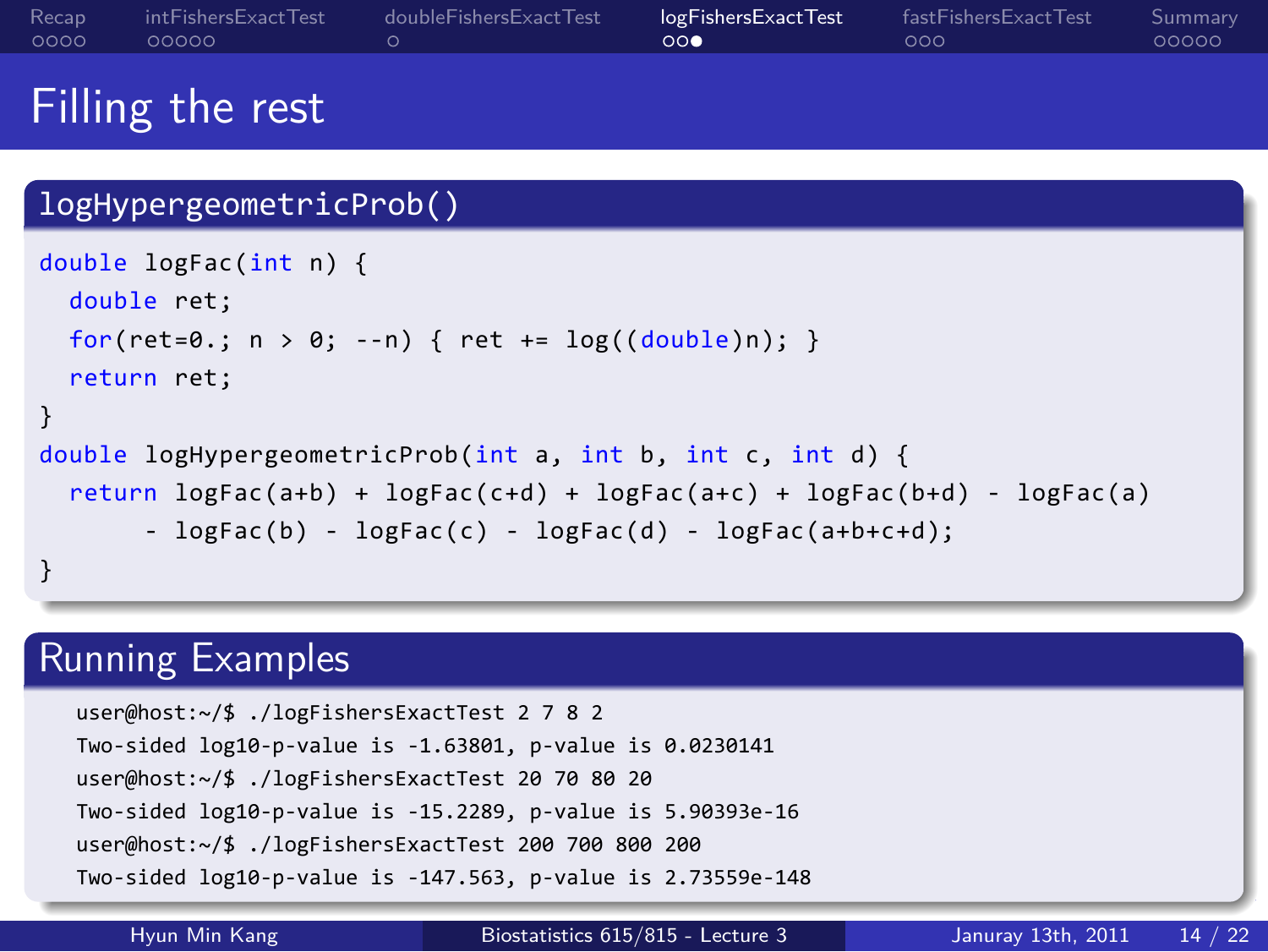# Filling the rest

## logHypergeometricProb()

```
double logFac(int n) {
  double ret;
  for(ret=0.; n > 0; --n) { ret += log((double)n); }
  return ret;
}
double logHypergeometricProb(int a, int b, int c, int d) {
  return logFac(a+b) + logFac(c+d) + logFac(a+c) + logFac(b+d) - logFac(a)
       - logFac(b) - logFac(c) - logFac(d) - logFac(a+b+c+d);
}
```

## Running Examples

```
user@host:~/$ ./logFishersExactTest 2 7 8 2
Two-sided log10-p-value is -1.63801, p-value is 0.0230141
user@host:~/$ ./logFishersExactTest 20 70 80 20
Two-sided log10-p-value is -15.2289, p-value is 5.90393e-16
user@host:~/$ ./logFishersExactTest 200 700 800 200
Two-sided log10-p-value is -147.563, p-value is 2.73559e-148
```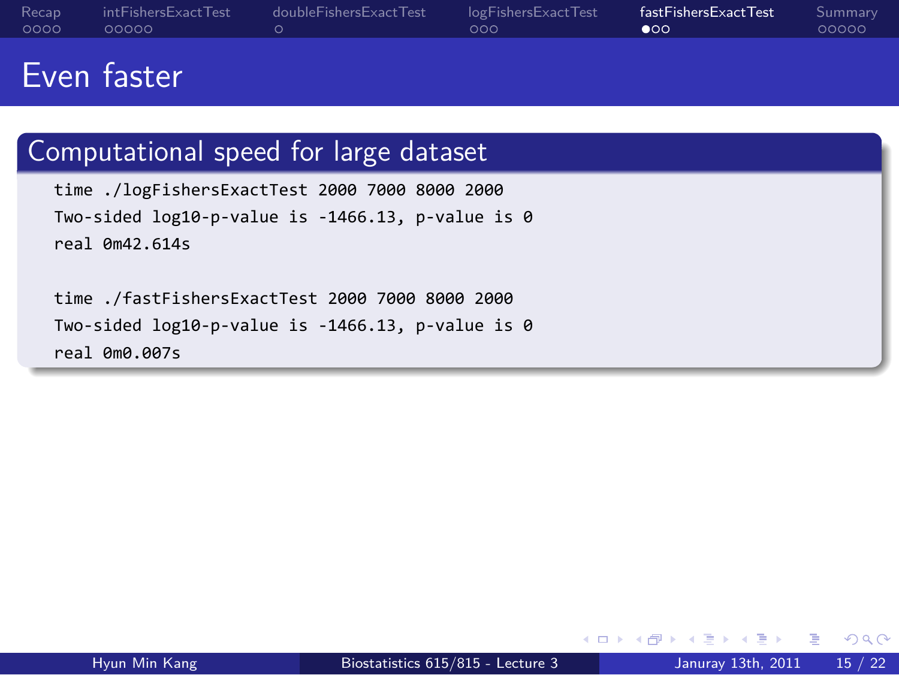# Even faster

## Computational speed for large dataset

```
time ./logFishersExactTest 2000 7000 8000 2000
Two-sided log10-p-value is -1466.13, p-value is 0
real 0m42.614s

time ./fastFishersExactTest 2000 7000 8000 2000
Two-sided log10-p-value is -1466.13, p-value is 0
real 0m0.007s
```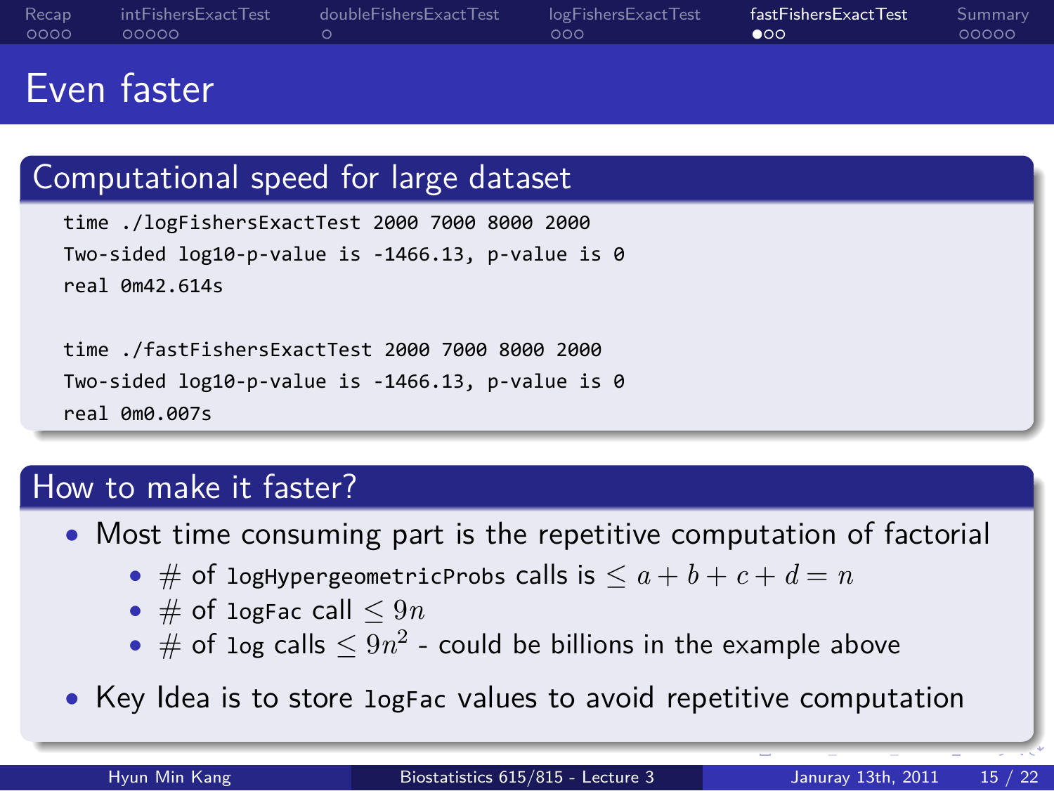# Even faster

## Computational speed for large dataset

```
time ./logFishersExactTest 2000 7000 8000 2000
Two-sided log10-p-value is -1466.13, p-value is 0
real 0m42.614s

time ./fastFishersExactTest 2000 7000 8000 2000
Two-sided log10-p-value is -1466.13, p-value is 0
real 0m0.007s
```

## How to make it faster?

- Most time consuming part is the repetitive computation of factorial
  - \# of `logHypergeometricProbs` calls is $\leq a + b + c + d = n$
  - \# of `logFac` call $\leq 9n$
  - \# of `log` calls $\leq 9n^2$ - could be billions in the example above
- Key Idea is to store `logFac` values to avoid repetitive computation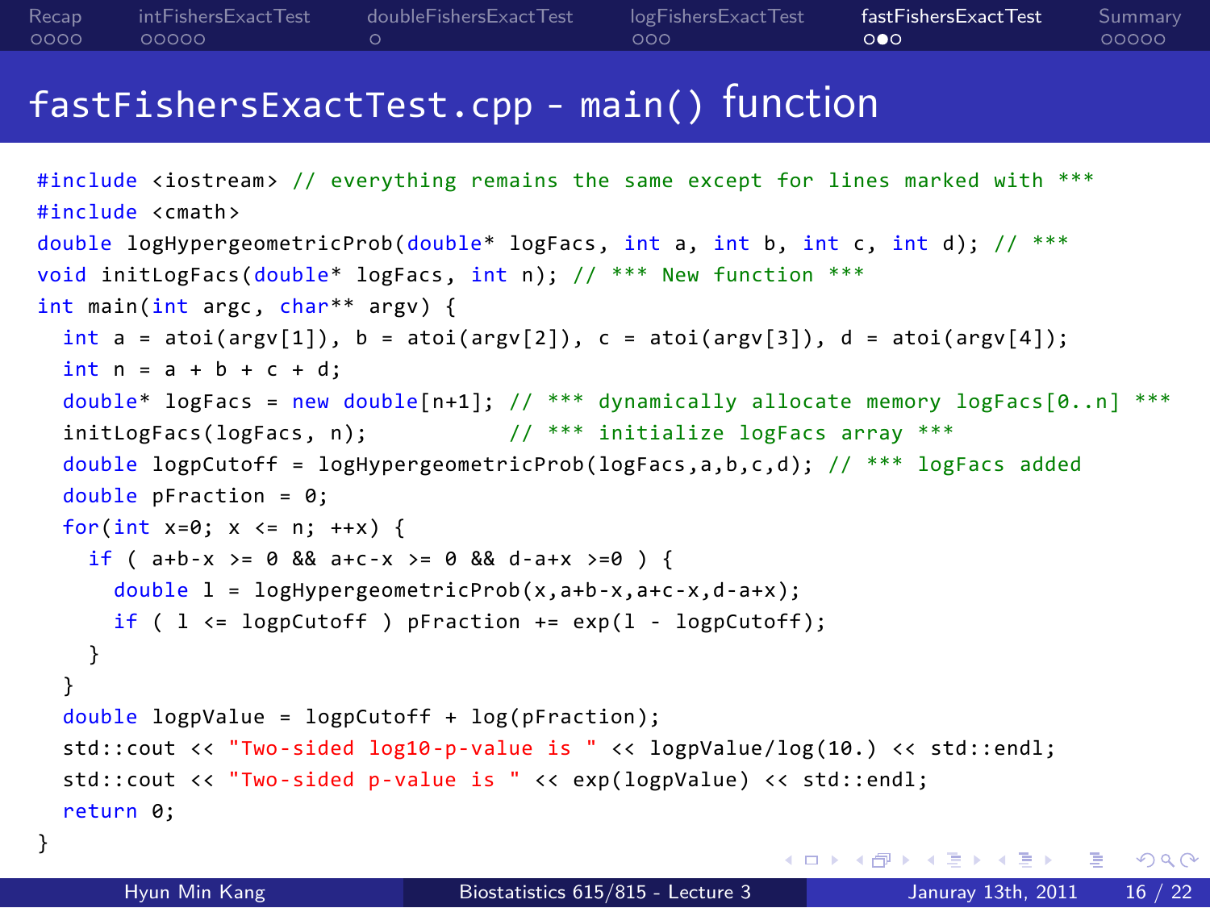# fastFishersExactTest.cpp - main() function

```cpp
#include <iostream> // everything remains the same except for lines marked with ***
#include <cmath>
double logHypergeometricProb(double* logFacs, int a, int b, int c, int d); // ***
void initLogFacs(double* logFacs, int n); // *** New function ***
int main(int argc, char** argv) {
  int a = atoi(argv[1]), b = atoi(argv[2]), c = atoi(argv[3]), d = atoi(argv[4]);
  int n = a + b + c + d;
  double* logFacs = new double[n+1]; // *** dynamically allocate memory logFacs[0..n] ***
  initLogFacs(logFacs, n);           // *** initialize logFacs array ***
  double logpCutoff = logHypergeometricProb(logFacs,a,b,c,d); // *** logFacs added
  double pFraction = 0;
  for(int x=0; x <= n; ++x) {
    if ( a+b-x >= 0 && a+c-x >= 0 && d-a+x >=0 ) {
      double l = logHypergeometricProb(x,a+b-x,a+c-x,d-a+x);
      if ( l <= logpCutoff ) pFraction += exp(l - logpCutoff);
    }
  }
  double logpValue = logpCutoff + log(pFraction);
  std::cout << "Two-sided log10-p-value is " << logpValue/log(10.) << std::endl;
  std::cout << "Two-sided p-value is " << exp(logpValue) << std::endl;
  return 0;
}
```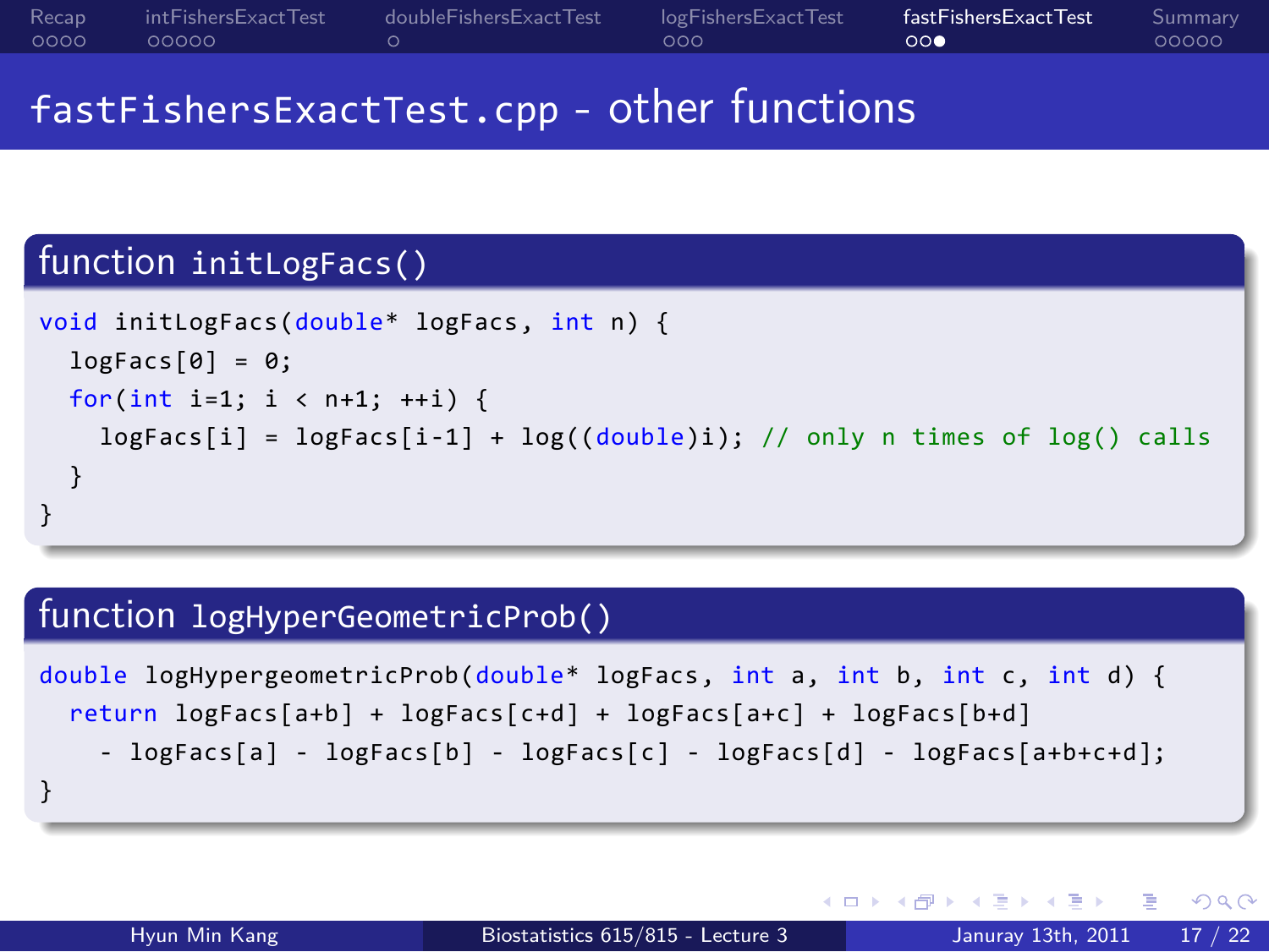# fastFishersExactTest.cpp - other functions

## function initLogFacs()

```
void initLogFacs(double* logFacs, int n) {
  logFacs[0] = 0;
  for(int i=1; i < n+1; ++i) {
    logFacs[i] = logFacs[i-1] + log((double)i); // only n times of log() calls
  }
}
```

## function logHyperGeometricProb()

```
double logHypergeometricProb(double* logFacs, int a, int b, int c, int d) {
  return logFacs[a+b] + logFacs[c+d] + logFacs[a+c] + logFacs[b+d]
    - logFacs[a] - logFacs[b] - logFacs[c] - logFacs[d] - logFacs[a+b+c+d];
}
```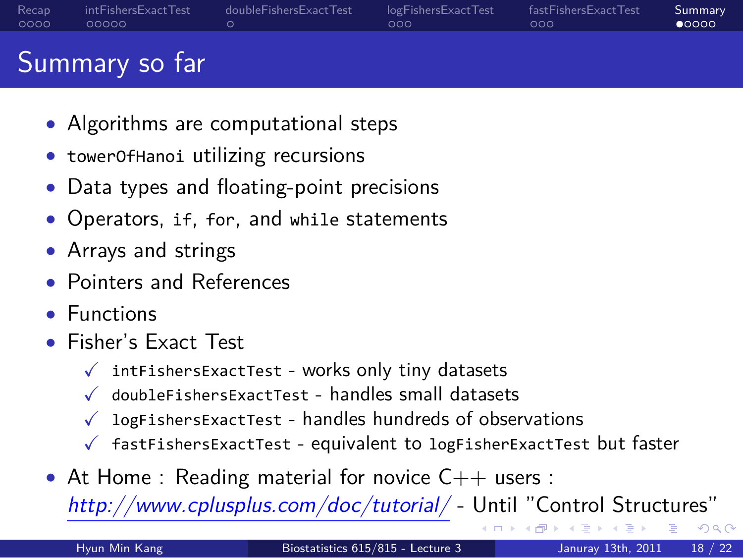# Summary so far

- Algorithms are computational steps
- `towerOfHanoi` utilizing recursions
- Data types and floating-point precisions
- Operators, `if`, `for`, and `while` statements
- Arrays and strings
- Pointers and References
- Functions
- Fisher's Exact Test
  - ✓ `intFishersExactTest` - works only tiny datasets
  - ✓ `doubleFishersExactTest` - handles small datasets
  - ✓ `logFishersExactTest` - handles hundreds of observations
  - ✓ `fastFishersExactTest` - equivalent to `logFisherExactTest` but faster
- At Home : Reading material for novice C++ users : *http://www.cplusplus.com/doc/tutorial/* - Until "Control Structures"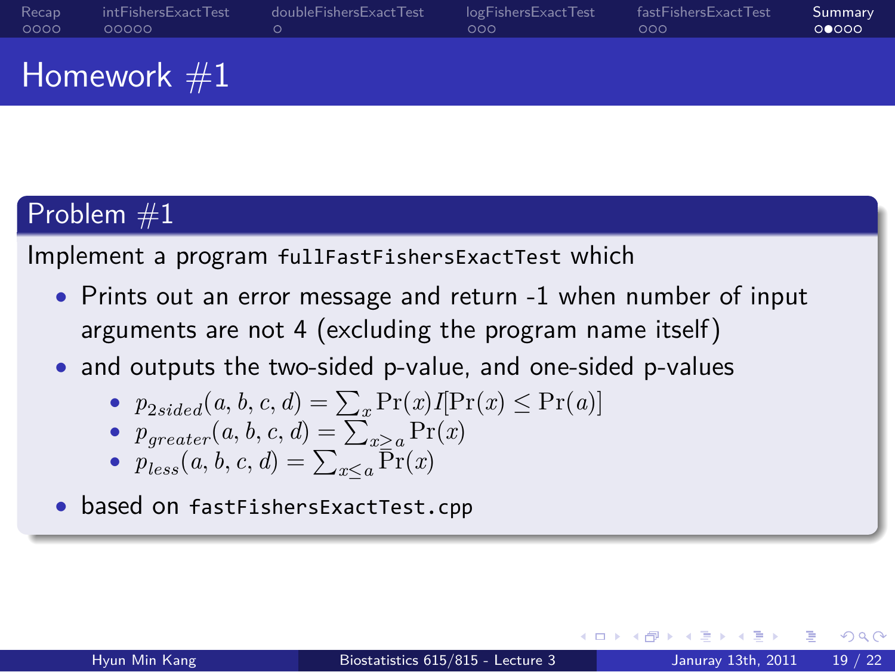# Homework #1

## Problem #1

Implement a program `fullFastFishersExactTest` which

- Prints out an error message and return -1 when number of input arguments are not 4 (excluding the program name itself)
- and outputs the two-sided p-value, and one-sided p-values
  - $p_{2sided}(a, b, c, d) = \sum_x \Pr(x) I[\Pr(x) \leq \Pr(a)]$
  - $p_{greater}(a, b, c, d) = \sum_{x \geq a} \Pr(x)$
  - $p_{less}(a, b, c, d) = \sum_{x \leq a} \Pr(x)$
- based on `fastFishersExactTest.cpp`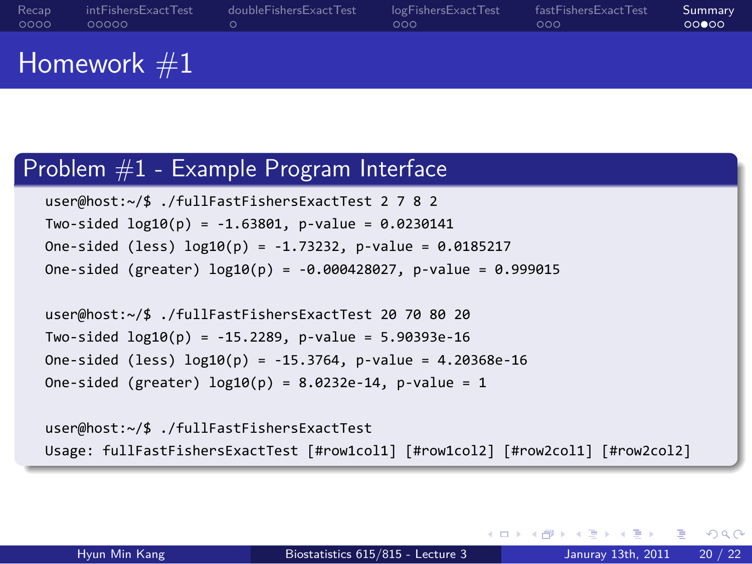# Homework #1

## Problem #1 - Example Program Interface

```
user@host:~/$ ./fullFastFishersExactTest 2 7 8 2
Two-sided log10(p) = -1.63801, p-value = 0.0230141
One-sided (less) log10(p) = -1.73232, p-value = 0.0185217
One-sided (greater) log10(p) = -0.000428027, p-value = 0.999015

user@host:~/$ ./fullFastFishersExactTest 20 70 80 20
Two-sided log10(p) = -15.2289, p-value = 5.90393e-16
One-sided (less) log10(p) = -15.3764, p-value = 4.20368e-16
One-sided (greater) log10(p) = 8.0232e-14, p-value = 1

user@host:~/$ ./fullFastFishersExactTest
Usage: fullFastFishersExactTest [#row1col1] [#row1col2] [#row2col1] [#row2col2]
```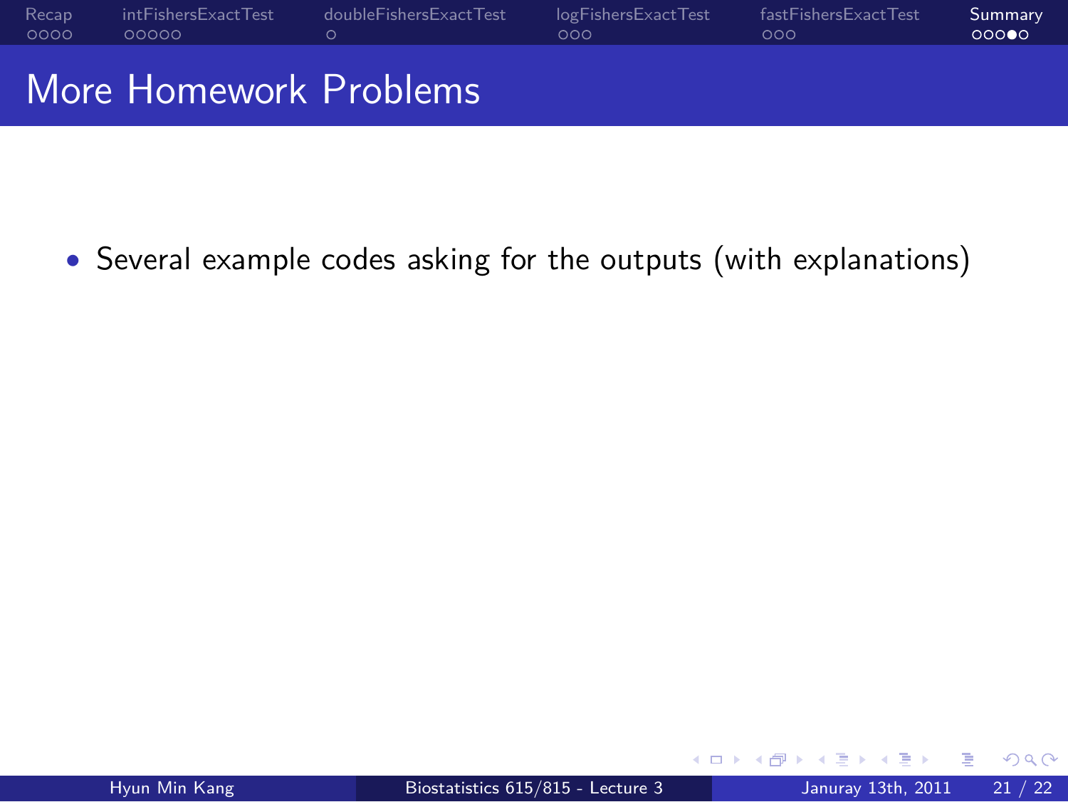# More Homework Problems

- Several example codes asking for the outputs (with explanations)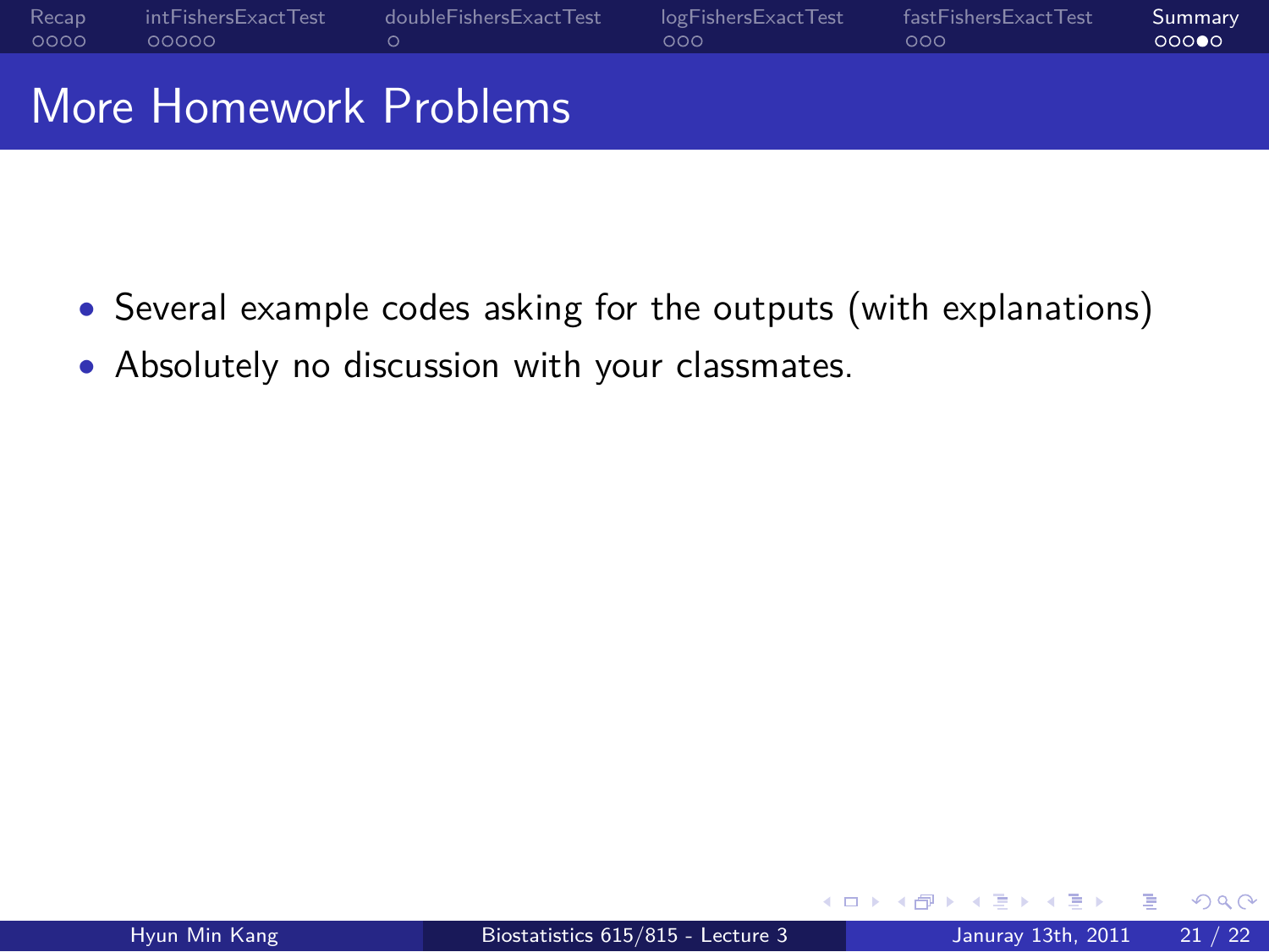# More Homework Problems

- Several example codes asking for the outputs (with explanations)
- Absolutely no discussion with your classmates.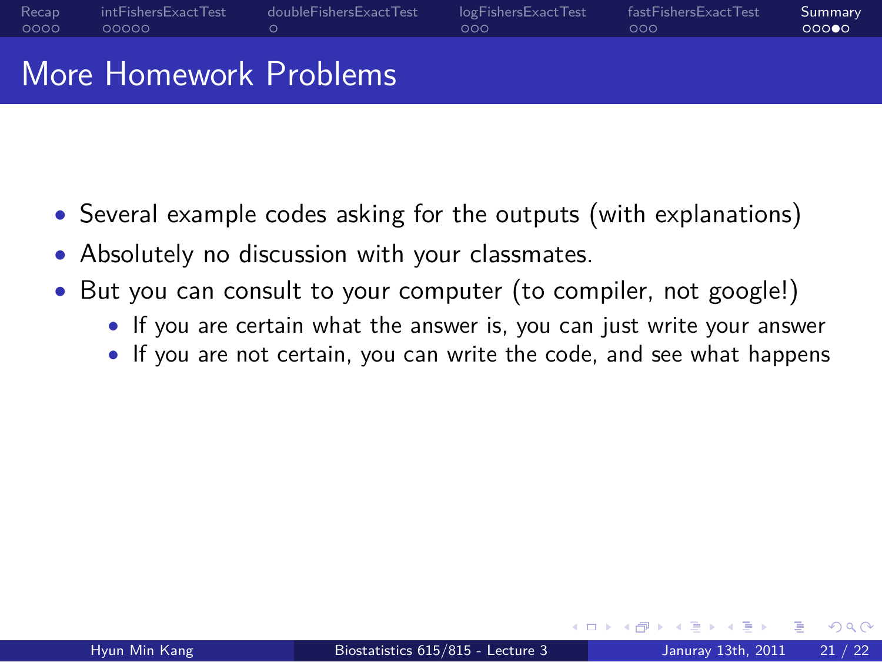# More Homework Problems

- Several example codes asking for the outputs (with explanations)
- Absolutely no discussion with your classmates.
- But you can consult to your computer (to compiler, not google!)
  - If you are certain what the answer is, you can just write your answer
  - If you are not certain, you can write the code, and see what happens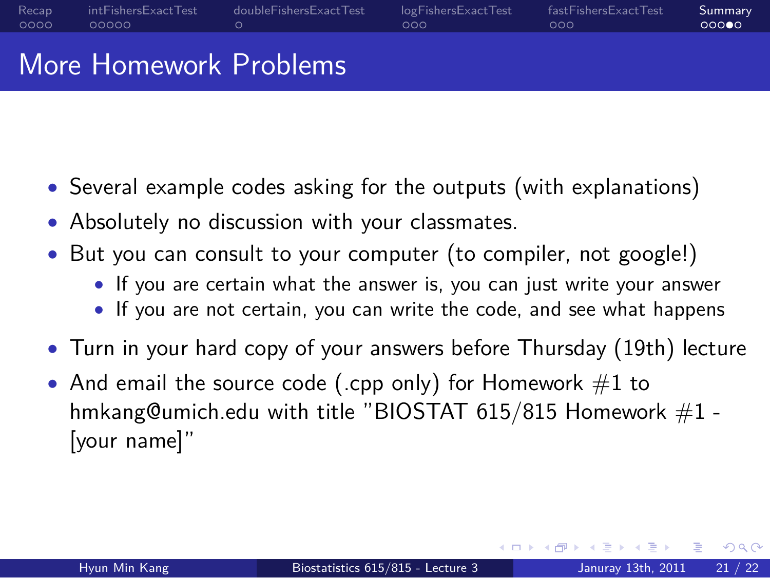# More Homework Problems

- Several example codes asking for the outputs (with explanations)
- Absolutely no discussion with your classmates.
- But you can consult to your computer (to compiler, not google!)
  - If you are certain what the answer is, you can just write your answer
  - If you are not certain, you can write the code, and see what happens
- Turn in your hard copy of your answers before Thursday (19th) lecture
- And email the source code (.cpp only) for Homework #1 to hmkang@umich.edu with title "BIOSTAT 615/815 Homework #1 - [your name]"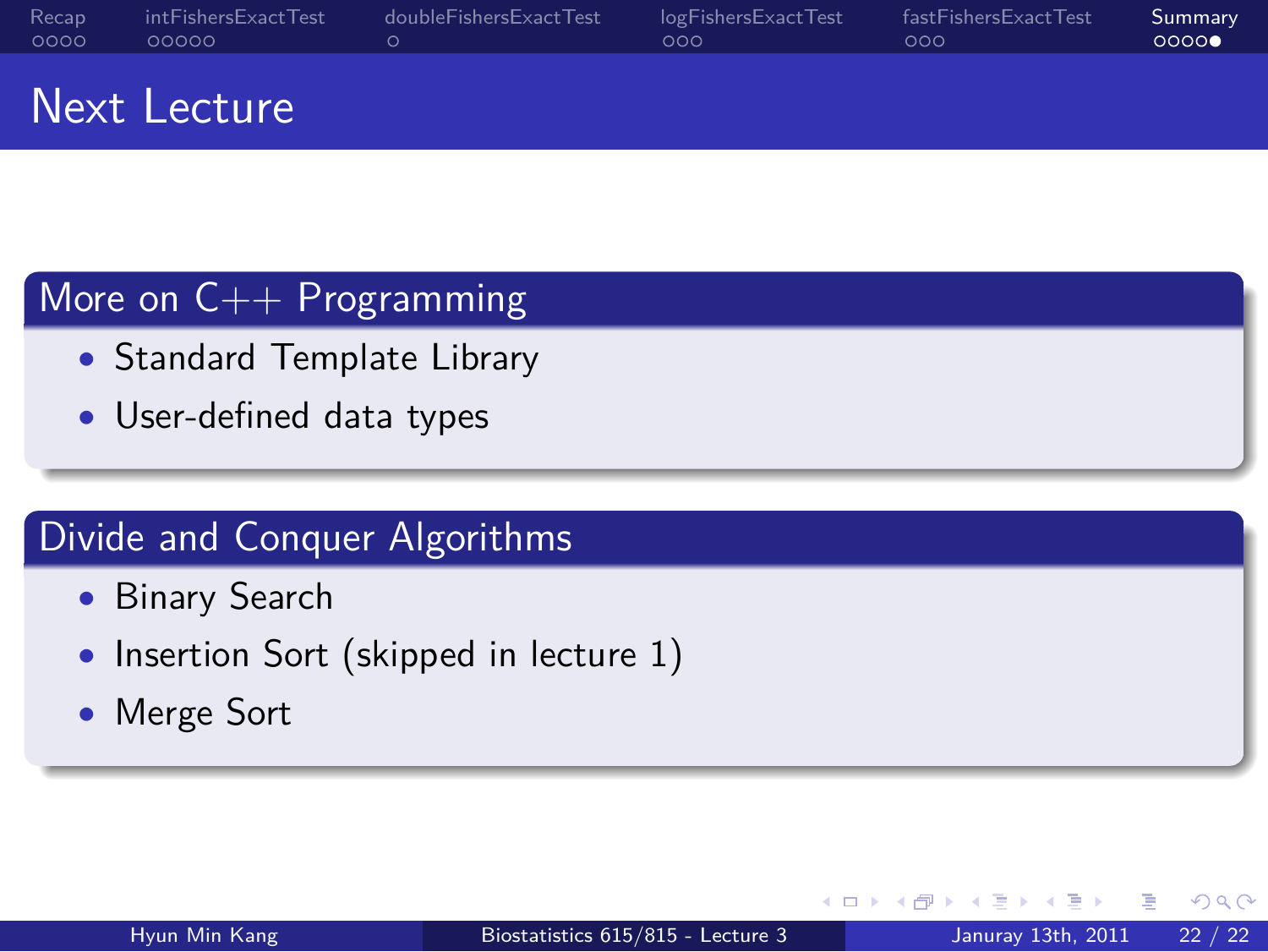# Next Lecture

## More on C++ Programming

- Standard Template Library
- User-defined data types

## Divide and Conquer Algorithms

- Binary Search
- Insertion Sort (skipped in lecture 1)
- Merge Sort